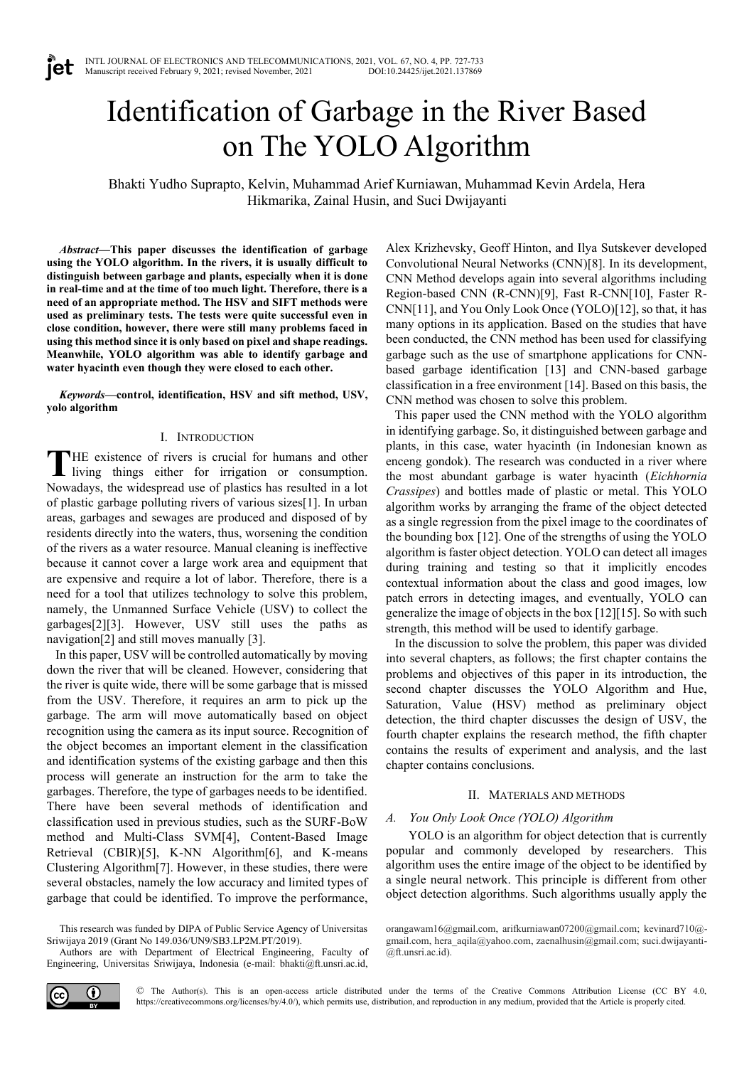# Identification of Garbage in the River Based on The YOLO Algorithm

Bhakti Yudho Suprapto, Kelvin, Muhammad Arief Kurniawan, Muhammad Kevin Ardela, Hera Hikmarika, Zainal Husin, and Suci Dwijayanti

***Abstract*—This paper discusses the identification of garbage using the YOLO algorithm. In the rivers, it is usually difficult to distinguish between garbage and plants, especially when it is done in real-time and at the time of too much light. Therefore, there is a need of an appropriate method. The HSV and SIFT methods were used as preliminary tests. The tests were quite successful even in close condition, however, there were still many problems faced in using this method since it is only based on pixel and shape readings. Meanwhile, YOLO algorithm was able to identify garbage and water hyacinth even though they were closed to each other.**

***Keywords*—control, identification, HSV and sift method, USV, yolo algorithm**

## I. Introduction

THE existence of rivers is crucial for humans and other living things either for irrigation or consumption. Nowadays, the widespread use of plastics has resulted in a lot of plastic garbage polluting rivers of various sizes[1]. In urban areas, garbages and sewages are produced and disposed of by residents directly into the waters, thus, worsening the condition of the rivers as a water resource. Manual cleaning is ineffective because it cannot cover a large work area and equipment that are expensive and require a lot of labor. Therefore, there is a need for a tool that utilizes technology to solve this problem, namely, the Unmanned Surface Vehicle (USV) to collect the garbages[2][3]. However, USV still uses the paths as navigation[2] and still moves manually [3].

In this paper, USV will be controlled automatically by moving down the river that will be cleaned. However, considering that the river is quite wide, there will be some garbage that is missed from the USV. Therefore, it requires an arm to pick up the garbage. The arm will move automatically based on object recognition using the camera as its input source. Recognition of the object becomes an important element in the classification and identification systems of the existing garbage and then this process will generate an instruction for the arm to take the garbages. Therefore, the type of garbages needs to be identified. There have been several methods of identification and classification used in previous studies, such as the SURF-BoW method and Multi-Class SVM[4], Content-Based Image Retrieval (CBIR)[5], K-NN Algorithm[6], and K-means Clustering Algorithm[7]. However, in these studies, there were several obstacles, namely the low accuracy and limited types of garbage that could be identified. To improve the performance, Alex Krizhevsky, Geoff Hinton, and Ilya Sutskever developed Convolutional Neural Networks (CNN)[8]. In its development, CNN Method develops again into several algorithms including Region-based CNN (R-CNN)[9], Fast R-CNN[10], Faster R-CNN[11], and You Only Look Once (YOLO)[12], so that, it has many options in its application. Based on the studies that have been conducted, the CNN method has been used for classifying garbage such as the use of smartphone applications for CNN-based garbage identification [13] and CNN-based garbage classification in a free environment [14]. Based on this basis, the CNN method was chosen to solve this problem.

This paper used the CNN method with the YOLO algorithm in identifying garbage. So, it distinguished between garbage and plants, in this case, water hyacinth (in Indonesian known as enceng gondok). The research was conducted in a river where the most abundant garbage is water hyacinth (*Eichhornia Crassipes*) and bottles made of plastic or metal. This YOLO algorithm works by arranging the frame of the object detected as a single regression from the pixel image to the coordinates of the bounding box [12]. One of the strengths of using the YOLO algorithm is faster object detection. YOLO can detect all images during training and testing so that it implicitly encodes contextual information about the class and good images, low patch errors in detecting images, and eventually, YOLO can generalize the image of objects in the box [12][15]. So with such strength, this method will be used to identify garbage.

In the discussion to solve the problem, this paper was divided into several chapters, as follows; the first chapter contains the problems and objectives of this paper in its introduction, the second chapter discusses the YOLO Algorithm and Hue, Saturation, Value (HSV) method as preliminary object detection, the third chapter discusses the design of USV, the fourth chapter explains the research method, the fifth chapter contains the results of experiment and analysis, and the last chapter contains conclusions.

## II. Materials and methods

### *A. You Only Look Once (YOLO) Algorithm*

YOLO is an algorithm for object detection that is currently popular and commonly developed by researchers. This algorithm uses the entire image of the object to be identified by a single neural network. This principle is different from other object detection algorithms. Such algorithms usually apply the

This research was funded by DIPA of Public Service Agency of Universitas Sriwijaya 2019 (Grant No 149.036/UN9/SB3.LP2M.PT/2019).

Authors are with Department of Electrical Engineering, Faculty of Engineering, Universitas Sriwijaya, Indonesia (e-mail: bhakti@ft.unsri.ac.id, orangawam16@gmail.com, arifkurniawan07200@gmail.com; kevinard710@gmail.com, hera_aqila@yahoo.com, zaenalhusin@gmail.com; suci.dwijayanti@ft.unsri.ac.id).

© The Author(s). This is an open-access article distributed under the terms of the Creative Commons Attribution License (CC BY 4.0, https://creativecommons.org/licenses/by/4.0/), which permits use, distribution, and reproduction in any medium, provided that the Article is properly cited.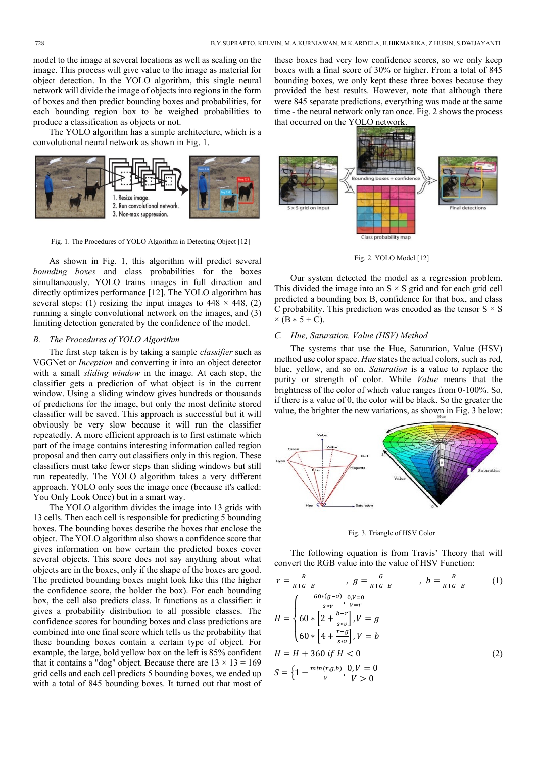model to the image at several locations as well as scaling on the image. This process will give value to the image as material for object detection. In the YOLO algorithm, this single neural network will divide the image of objects into regions in the form of boxes and then predict bounding boxes and probabilities, for each bounding region box to be weighed probabilities to produce a classification as objects or not.

The YOLO algorithm has a simple architecture, which is a convolutional neural network as shown in Fig. 1.

Fig. 1. The Procedures of YOLO Algorithm in Detecting Object [12]

As shown in Fig. 1, this algorithm will predict several *bounding boxes* and class probabilities for the boxes simultaneously. YOLO trains images in full direction and directly optimizes performance [12]. The YOLO algorithm has several steps: (1) resizing the input images to 448 × 448, (2) running a single convolutional network on the images, and (3) limiting detection generated by the confidence of the model.

## B. The Procedures of YOLO Algorithm

The first step taken is by taking a sample *classifier* such as VGGNet or *Inception* and converting it into an object detector with a small *sliding window* in the image. At each step, the classifier gets a prediction of what object is in the current window. Using a sliding window gives hundreds or thousands of predictions for the image, but only the most definite stored classifier will be saved. This approach is successful but it will obviously be very slow because it will run the classifier repeatedly. A more efficient approach is to first estimate which part of the image contains interesting information called region proposal and then carry out classifiers only in this region. These classifiers must take fewer steps than sliding windows but still run repeatedly. The YOLO algorithm takes a very different approach. YOLO only sees the image once (because it's called: You Only Look Once) but in a smart way.

The YOLO algorithm divides the image into 13 grids with 13 cells. Then each cell is responsible for predicting 5 bounding boxes. The bounding boxes describe the boxes that enclose the object. The YOLO algorithm also shows a confidence score that gives information on how certain the predicted boxes cover several objects. This score does not say anything about what objects are in the boxes, only if the shape of the boxes are good. The predicted bounding boxes might look like this (the higher the confidence score, the bolder the box). For each bounding box, the cell also predicts class. It functions as a classifier: it gives a probability distribution to all possible classes. The confidence scores for bounding boxes and class predictions are combined into one final score which tells us the probability that these bounding boxes contain a certain type of object. For example, the large, bold yellow box on the left is 85% confident that it contains a "dog" object. Because there are 13 × 13 = 169 grid cells and each cell predicts 5 bounding boxes, we ended up with a total of 845 bounding boxes. It turned out that most of these boxes had very low confidence scores, so we only keep boxes with a final score of 30% or higher. From a total of 845 bounding boxes, we only kept these three boxes because they provided the best results. However, note that although there were 845 separate predictions, everything was made at the same time - the neural network only ran once. Fig. 2 shows the process that occurred on the YOLO network.

Fig. 2. YOLO Model [12]

Our system detected the model as a regression problem. This divided the image into an S × S grid and for each grid cell predicted a bounding box B, confidence for that box, and class C probability. This prediction was encoded as the tensor S × S × (B ∗ 5 + C).

## C. Hue, Saturation, Value (HSV) Method

The systems that use the Hue, Saturation, Value (HSV) method use color space. *Hue* states the actual colors, such as red, blue, yellow, and so on. *Saturation* is a value to replace the purity or strength of color. While *Value* means that the brightness of the color of which value ranges from 0-100%. So, if there is a value of 0, the color will be black. So the greater the value, the brighter the new variations, as shown in Fig. 3 below:

Fig. 3. Triangle of HSV Color

The following equation is from Travis' Theory that will convert the RGB value into the value of HSV Function:

$$r = \frac{R}{R+G+B} \quad , \; g = \frac{G}{R+G+B} \quad , \; b = \frac{B}{R+G+B} \tag{1}$$

$$H = \begin{cases} \frac{60*(g-v)}{s*v}, & 0, V=0 \quad V=r \\ 60*\left[2+\frac{b-r}{s*v}\right], & V=g \\ 60*\left[4+\frac{r-g}{s*v}\right], & V=b \end{cases}$$

$$H = H + 360 \; if \; H < 0 \tag{2}$$

$$S = \begin{cases} 1 - \frac{min(r,g,b)}{V}, & 0, V=0 \quad V>0 \end{cases}$$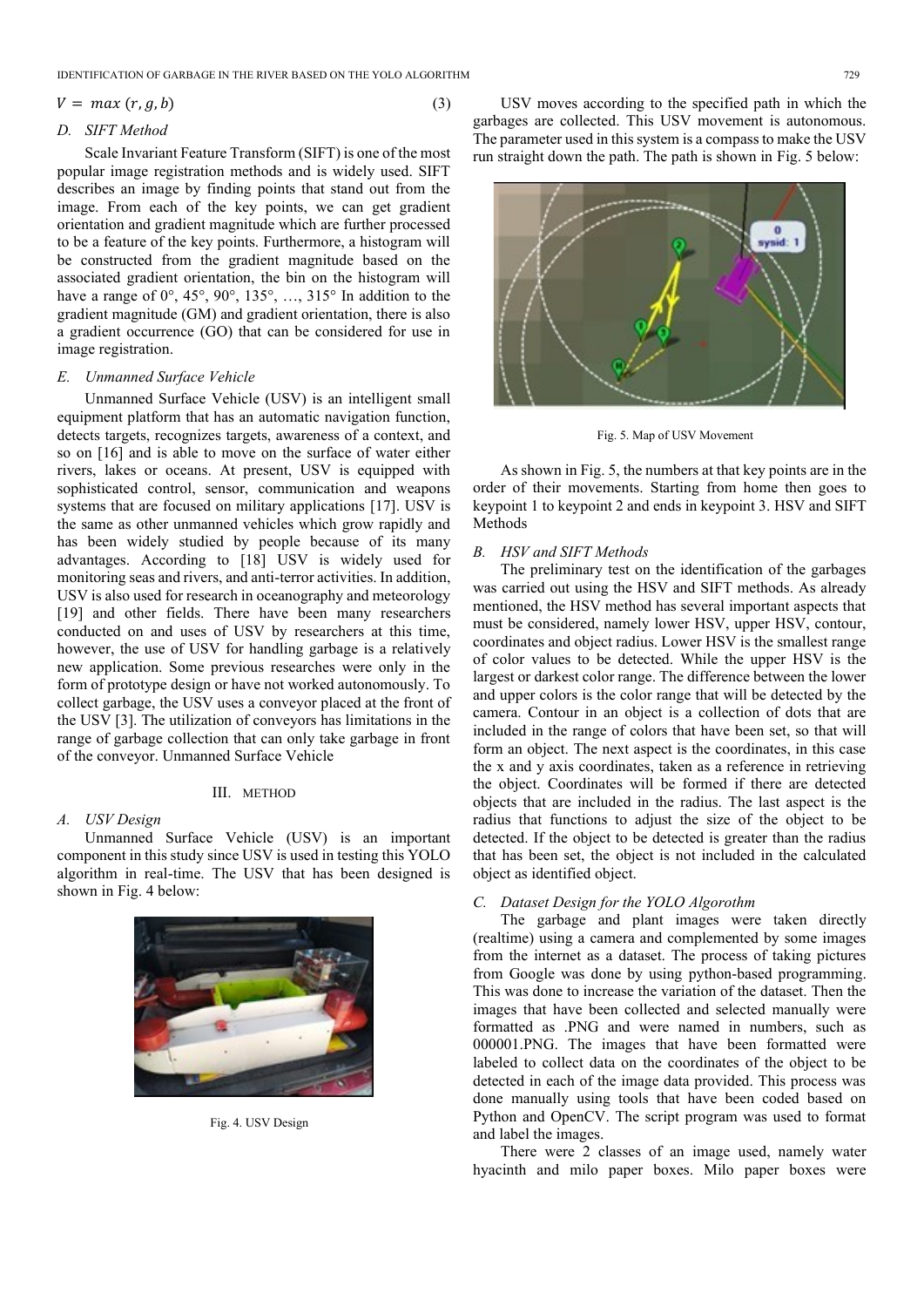$$V = max\,(r, g, b) \tag{3}$$

### D. SIFT Method

Scale Invariant Feature Transform (SIFT) is one of the most popular image registration methods and is widely used. SIFT describes an image by finding points that stand out from the image. From each of the key points, we can get gradient orientation and gradient magnitude which are further processed to be a feature of the key points. Furthermore, a histogram will be constructed from the gradient magnitude based on the associated gradient orientation, the bin on the histogram will have a range of 0°, 45°, 90°, 135°, …, 315° In addition to the gradient magnitude (GM) and gradient orientation, there is also a gradient occurrence (GO) that can be considered for use in image registration.

### E. Unmanned Surface Vehicle

Unmanned Surface Vehicle (USV) is an intelligent small equipment platform that has an automatic navigation function, detects targets, recognizes targets, awareness of a context, and so on [16] and is able to move on the surface of water either rivers, lakes or oceans. At present, USV is equipped with sophisticated control, sensor, communication and weapons systems that are focused on military applications [17]. USV is the same as other unmanned vehicles which grow rapidly and has been widely studied by people because of its many advantages. According to [18] USV is widely used for monitoring seas and rivers, and anti-terror activities. In addition, USV is also used for research in oceanography and meteorology [19] and other fields. There have been many researchers conducted on and uses of USV by researchers at this time, however, the use of USV for handling garbage is a relatively new application. Some previous researches were only in the form of prototype design or have not worked autonomously. To collect garbage, the USV uses a conveyor placed at the front of the USV [3]. The utilization of conveyors has limitations in the range of garbage collection that can only take garbage in front of the conveyor. Unmanned Surface Vehicle

## III. METHOD

### A. USV Design

Unmanned Surface Vehicle (USV) is an important component in this study since USV is used in testing this YOLO algorithm in real-time. The USV that has been designed is shown in Fig. 4 below:

Fig. 4. USV Design

USV moves according to the specified path in which the garbages are collected. This USV movement is autonomous. The parameter used in this system is a compass to make the USV run straight down the path. The path is shown in Fig. 5 below:

Fig. 5. Map of USV Movement

As shown in Fig. 5, the numbers at that key points are in the order of their movements. Starting from home then goes to keypoint 1 to keypoint 2 and ends in keypoint 3. HSV and SIFT Methods

### B. HSV and SIFT Methods

The preliminary test on the identification of the garbages was carried out using the HSV and SIFT methods. As already mentioned, the HSV method has several important aspects that must be considered, namely lower HSV, upper HSV, contour, coordinates and object radius. Lower HSV is the smallest range of color values to be detected. While the upper HSV is the largest or darkest color range. The difference between the lower and upper colors is the color range that will be detected by the camera. Contour in an object is a collection of dots that are included in the range of colors that have been set, so that will form an object. The next aspect is the coordinates, in this case the x and y axis coordinates, taken as a reference in retrieving the object. Coordinates will be formed if there are detected objects that are included in the radius. The last aspect is the radius that functions to adjust the size of the object to be detected. If the object to be detected is greater than the radius that has been set, the object is not included in the calculated object as identified object.

### C. Dataset Design for the YOLO Algorothm

The garbage and plant images were taken directly (realtime) using a camera and complemented by some images from the internet as a dataset. The process of taking pictures from Google was done by using python-based programming. This was done to increase the variation of the dataset. Then the images that have been collected and selected manually were formatted as .PNG and were named in numbers, such as 000001.PNG. The images that have been formatted were labeled to collect data on the coordinates of the object to be detected in each of the image data provided. This process was done manually using tools that have been coded based on Python and OpenCV. The script program was used to format and label the images.

There were 2 classes of an image used, namely water hyacinth and milo paper boxes. Milo paper boxes were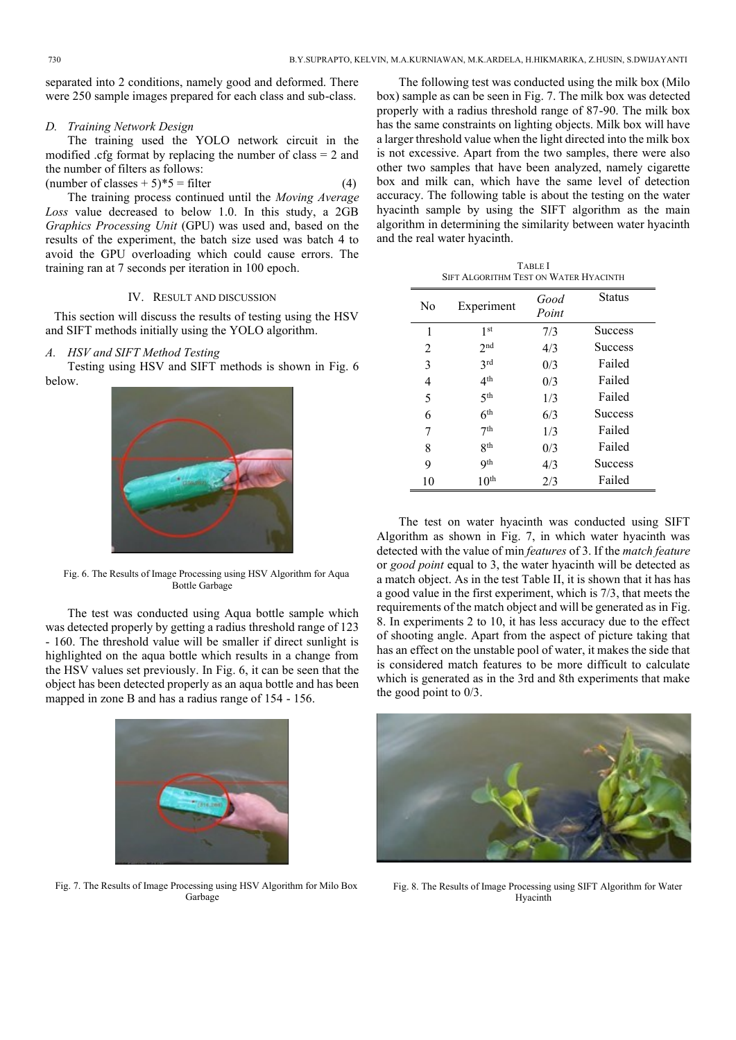separated into 2 conditions, namely good and deformed. There were 250 sample images prepared for each class and sub-class.

### *D. Training Network Design*

The training used the YOLO network circuit in the modified .cfg format by replacing the number of class = 2 and the number of filters as follows:

$$(\text{number of classes} + 5)*5 = \text{filter} \quad (4)$$

The training process continued until the *Moving Average Loss* value decreased to below 1.0. In this study, a 2GB *Graphics Processing Unit* (GPU) was used and, based on the results of the experiment, the batch size used was batch 4 to avoid the GPU overloading which could cause errors. The training ran at 7 seconds per iteration in 100 epoch.

## IV. Result and discussion

This section will discuss the results of testing using the HSV and SIFT methods initially using the YOLO algorithm.

### *A. HSV and SIFT Method Testing*

Testing using HSV and SIFT methods is shown in Fig. 6 below.

Fig. 6. The Results of Image Processing using HSV Algorithm for Aqua Bottle Garbage

The test was conducted using Aqua bottle sample which was detected properly by getting a radius threshold range of 123 - 160. The threshold value will be smaller if direct sunlight is highlighted on the aqua bottle which results in a change from the HSV values set previously. In Fig. 6, it can be seen that the object has been detected properly as an aqua bottle and has been mapped in zone B and has a radius range of 154 - 156.

Fig. 7. The Results of Image Processing using HSV Algorithm for Milo Box Garbage

The following test was conducted using the milk box (Milo box) sample as can be seen in Fig. 7. The milk box was detected properly with a radius threshold range of 87-90. The milk box has the same constraints on lighting objects. Milk box will have a larger threshold value when the light directed into the milk box is not excessive. Apart from the two samples, there were also other two samples that have been analyzed, namely cigarette box and milk can, which have the same level of detection accuracy. The following table is about the testing on the water hyacinth sample by using the SIFT algorithm as the main algorithm in determining the similarity between water hyacinth and the real water hyacinth.

TABLE I
SIFT Algorithm Test on Water Hyacinth

| No | Experiment | *Good Point* | Status |
|---|---|---|---|
| 1 | 1st | 7/3 | Success |
| 2 | 2nd | 4/3 | Success |
| 3 | 3rd | 0/3 | Failed |
| 4 | 4th | 0/3 | Failed |
| 5 | 5th | 1/3 | Failed |
| 6 | 6th | 6/3 | Success |
| 7 | 7th | 1/3 | Failed |
| 8 | 8th | 0/3 | Failed |
| 9 | 9th | 4/3 | Success |
| 10 | 10th | 2/3 | Failed |

The test on water hyacinth was conducted using SIFT Algorithm as shown in Fig. 7, in which water hyacinth was detected with the value of min *features* of 3. If the *match feature* or *good point* equal to 3, the water hyacinth will be detected as a match object. As in the test Table II, it is shown that it has has a good value in the first experiment, which is 7/3, that meets the requirements of the match object and will be generated as in Fig. 8. In experiments 2 to 10, it has less accuracy due to the effect of shooting angle. Apart from the aspect of picture taking that has an effect on the unstable pool of water, it makes the side that is considered match features to be more difficult to calculate which is generated as in the 3rd and 8th experiments that make the good point to 0/3.

Fig. 8. The Results of Image Processing using SIFT Algorithm for Water Hyacinth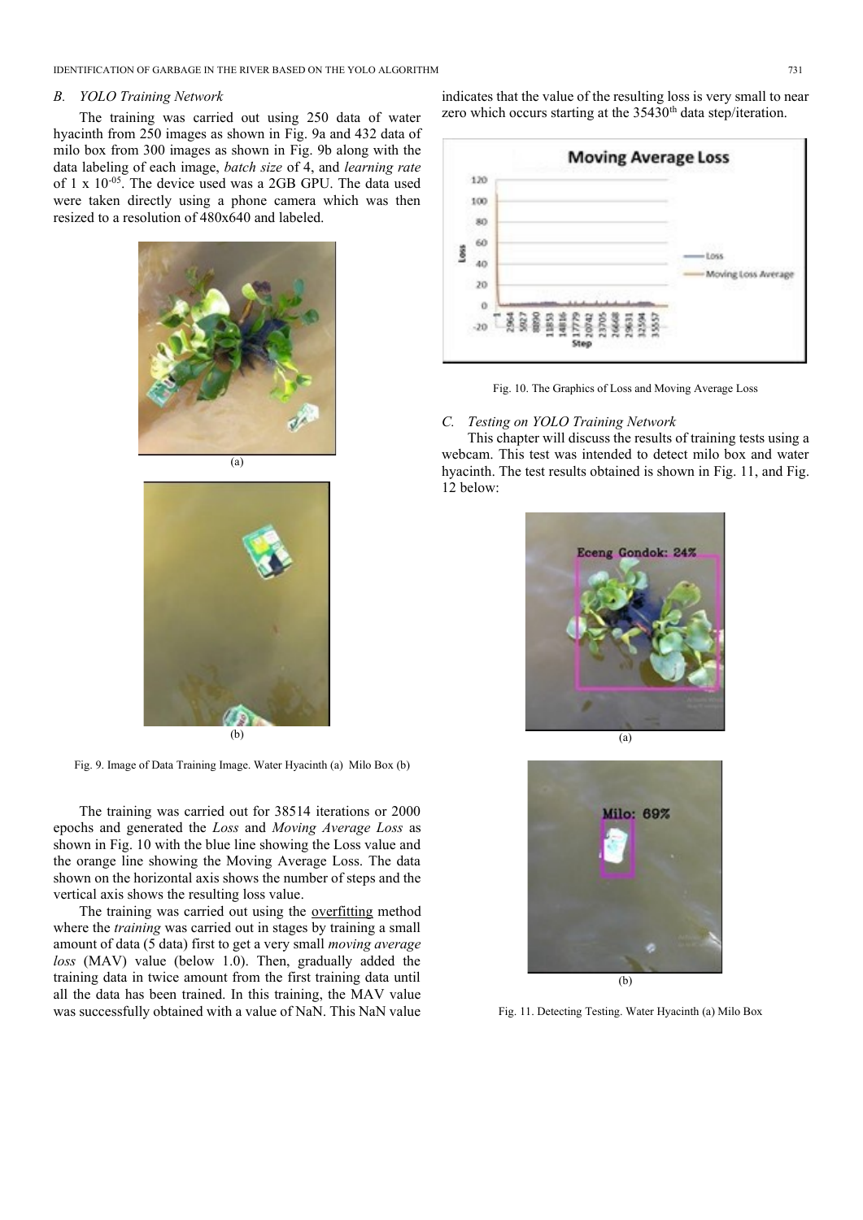### B. *YOLO Training Network*

The training was carried out using 250 data of water hyacinth from 250 images as shown in Fig. 9a and 432 data of milo box from 300 images as shown in Fig. 9b along with the data labeling of each image, *batch size* of 4, and *learning rate* of 1 x $10^{-05}$. The device used was a 2GB GPU. The data used were taken directly using a phone camera which was then resized to a resolution of 480x640 and labeled.

(a)

(b)

Fig. 9. Image of Data Training Image. Water Hyacinth (a) Milo Box (b)

The training was carried out for 38514 iterations or 2000 epochs and generated the *Loss* and *Moving Average Loss* as shown in Fig. 10 with the blue line showing the Loss value and the orange line showing the Moving Average Loss. The data shown on the horizontal axis shows the number of steps and the vertical axis shows the resulting loss value.

The training was carried out using the overfitting method where the *training* was carried out in stages by training a small amount of data (5 data) first to get a very small *moving average loss* (MAV) value (below 1.0). Then, gradually added the training data in twice amount from the first training data until all the data has been trained. In this training, the MAV value was successfully obtained with a value of NaN. This NaN value indicates that the value of the resulting loss is very small to near zero which occurs starting at the 35430th data step/iteration.

Fig. 10. The Graphics of Loss and Moving Average Loss

### C. *Testing on YOLO Training Network*

This chapter will discuss the results of training tests using a webcam. This test was intended to detect milo box and water hyacinth. The test results obtained is shown in Fig. 11, and Fig. 12 below:

(a)

(b)

Fig. 11. Detecting Testing. Water Hyacinth (a) Milo Box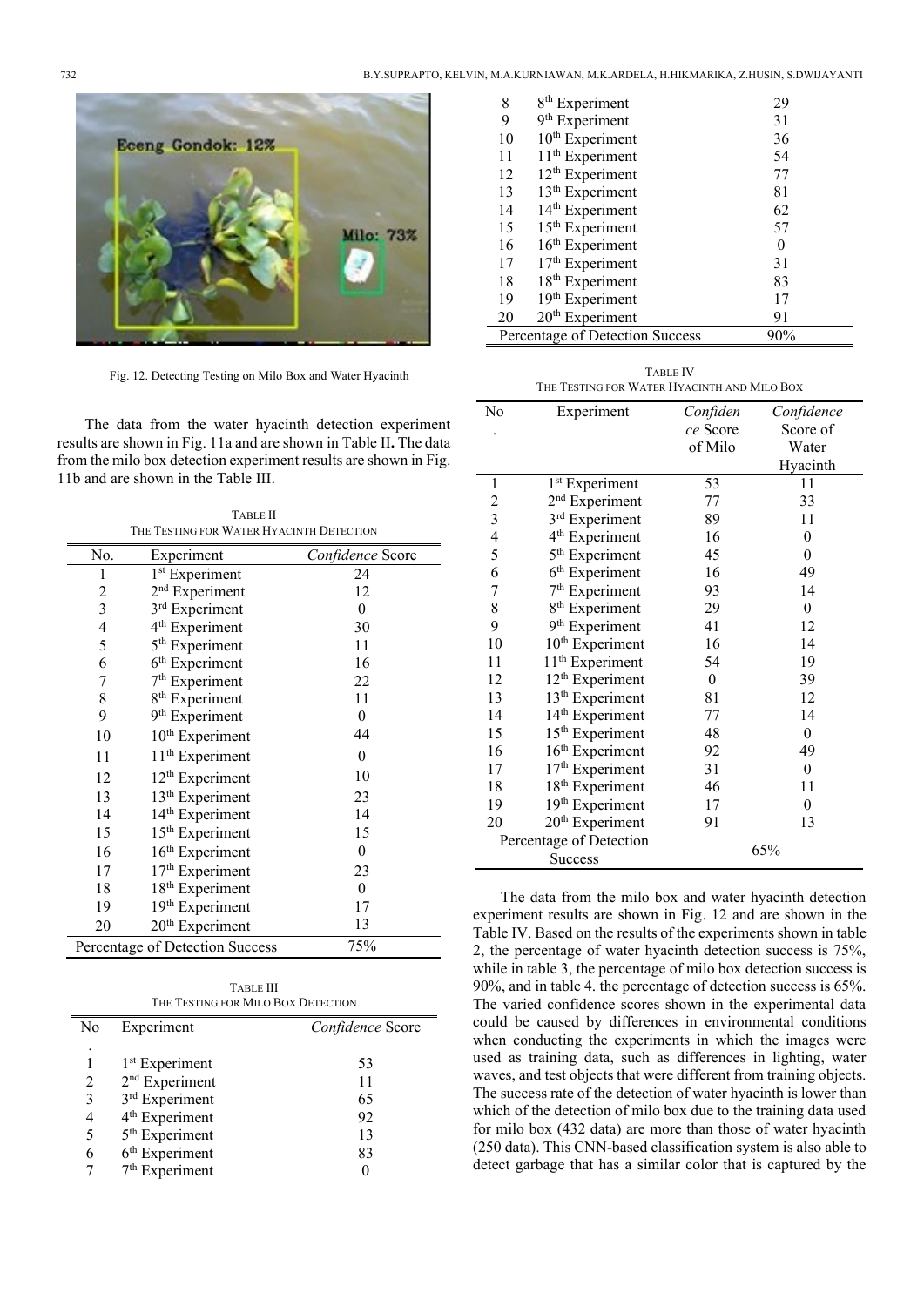Fig. 12. Detecting Testing on Milo Box and Water Hyacinth

The data from the water hyacinth detection experiment results are shown in Fig. 11a and are shown in Table II**.** The data from the milo box detection experiment results are shown in Fig. 11b and are shown in the Table III.

TABLE II
THE TESTING FOR WATER HYACINTH DETECTION

| No. | Experiment | *Confidence* Score |
|---|---|---|
| 1 | 1st Experiment | 24 |
| 2 | 2nd Experiment | 12 |
| 3 | 3rd Experiment | 0 |
| 4 | 4th Experiment | 30 |
| 5 | 5th Experiment | 11 |
| 6 | 6th Experiment | 16 |
| 7 | 7th Experiment | 22 |
| 8 | 8th Experiment | 11 |
| 9 | 9th Experiment | 0 |
| 10 | 10th Experiment | 44 |
| 11 | 11th Experiment | 0 |
| 12 | 12th Experiment | 10 |
| 13 | 13th Experiment | 23 |
| 14 | 14th Experiment | 14 |
| 15 | 15th Experiment | 15 |
| 16 | 16th Experiment | 0 |
| 17 | 17th Experiment | 23 |
| 18 | 18th Experiment | 0 |
| 19 | 19th Experiment | 17 |
| 20 | 20th Experiment | 13 |
| Percentage of Detection Success | | 75% |

TABLE III
THE TESTING FOR MILO BOX DETECTION

| No. | Experiment | *Confidence* Score |
|---|---|---|
| 1 | 1st Experiment | 53 |
| 2 | 2nd Experiment | 11 |
| 3 | 3rd Experiment | 65 |
| 4 | 4th Experiment | 92 |
| 5 | 5th Experiment | 13 |
| 6 | 6th Experiment | 83 |
| 7 | 7th Experiment | 0 |
| 8 | 8th Experiment | 29 |
| 9 | 9th Experiment | 31 |
| 10 | 10th Experiment | 36 |
| 11 | 11th Experiment | 54 |
| 12 | 12th Experiment | 77 |
| 13 | 13th Experiment | 81 |
| 14 | 14th Experiment | 62 |
| 15 | 15th Experiment | 57 |
| 16 | 16th Experiment | 0 |
| 17 | 17th Experiment | 31 |
| 18 | 18th Experiment | 83 |
| 19 | 19th Experiment | 17 |
| 20 | 20th Experiment | 91 |
| Percentage of Detection Success | | 90% |

TABLE IV
THE TESTING FOR WATER HYACINTH AND MILO BOX

| No. | Experiment | *Confidence Score* of Milo | *Confidence* Score of Water Hyacinth |
|---|---|---|---|
| 1 | 1st Experiment | 53 | 11 |
| 2 | 2nd Experiment | 77 | 33 |
| 3 | 3rd Experiment | 89 | 11 |
| 4 | 4th Experiment | 16 | 0 |
| 5 | 5th Experiment | 45 | 0 |
| 6 | 6th Experiment | 16 | 49 |
| 7 | 7th Experiment | 93 | 14 |
| 8 | 8th Experiment | 29 | 0 |
| 9 | 9th Experiment | 41 | 12 |
| 10 | 10th Experiment | 16 | 14 |
| 11 | 11th Experiment | 54 | 19 |
| 12 | 12th Experiment | 0 | 39 |
| 13 | 13th Experiment | 81 | 12 |
| 14 | 14th Experiment | 77 | 14 |
| 15 | 15th Experiment | 48 | 0 |
| 16 | 16th Experiment | 92 | 49 |
| 17 | 17th Experiment | 31 | 0 |
| 18 | 18th Experiment | 46 | 11 |
| 19 | 19th Experiment | 17 | 0 |
| 20 | 20th Experiment | 91 | 13 |
| Percentage of Detection Success | | 65% | |

The data from the milo box and water hyacinth detection experiment results are shown in Fig. 12 and are shown in the Table IV. Based on the results of the experiments shown in table 2, the percentage of water hyacinth detection success is 75%, while in table 3, the percentage of milo box detection success is 90%, and in table 4. the percentage of detection success is 65%. The varied confidence scores shown in the experimental data could be caused by differences in environmental conditions when conducting the experiments in which the images were used as training data, such as differences in lighting, water waves, and test objects that were different from training objects. The success rate of the detection of water hyacinth is lower than which of the detection of milo box due to the training data used for milo box (432 data) are more than those of water hyacinth (250 data). This CNN-based classification system is also able to detect garbage that has a similar color that is captured by the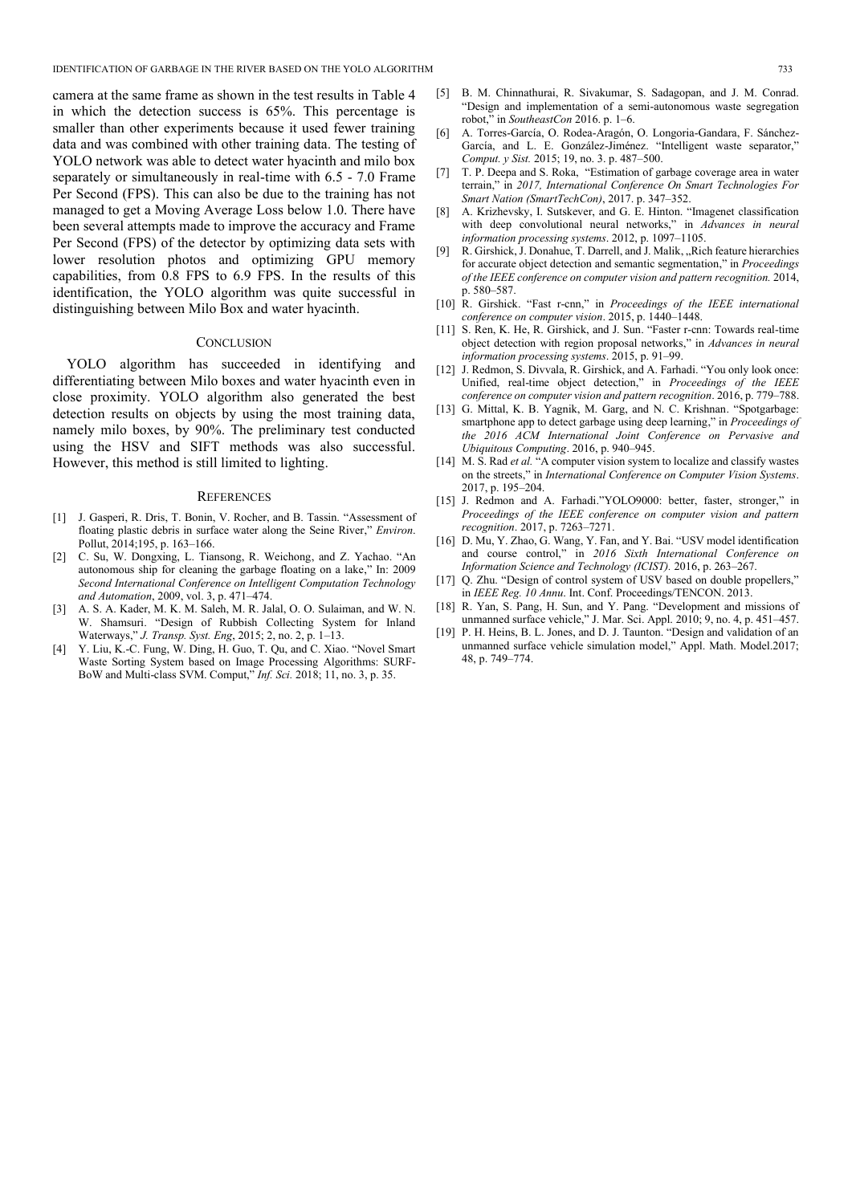camera at the same frame as shown in the test results in Table 4 in which the detection success is 65%. This percentage is smaller than other experiments because it used fewer training data and was combined with other training data. The testing of YOLO network was able to detect water hyacinth and milo box separately or simultaneously in real-time with 6.5 - 7.0 Frame Per Second (FPS). This can also be due to the training has not managed to get a Moving Average Loss below 1.0. There have been several attempts made to improve the accuracy and Frame Per Second (FPS) of the detector by optimizing data sets with lower resolution photos and optimizing GPU memory capabilities, from 0.8 FPS to 6.9 FPS. In the results of this identification, the YOLO algorithm was quite successful in distinguishing between Milo Box and water hyacinth.

## Conclusion

YOLO algorithm has succeeded in identifying and differentiating between Milo boxes and water hyacinth even in close proximity. YOLO algorithm also generated the best detection results on objects by using the most training data, namely milo boxes, by 90%. The preliminary test conducted using the HSV and SIFT methods was also successful. However, this method is still limited to lighting.

## References

[1] J. Gasperi, R. Dris, T. Bonin, V. Rocher, and B. Tassin. "Assessment of floating plastic debris in surface water along the Seine River," *Environ.* Pollut, 2014;195, p. 163–166.

[2] C. Su, W. Dongxing, L. Tiansong, R. Weichong, and Z. Yachao. "An autonomous ship for cleaning the garbage floating on a lake," In: 2009 *Second International Conference on Intelligent Computation Technology and Automation*, 2009, vol. 3, p. 471–474.

[3] A. S. A. Kader, M. K. M. Saleh, M. R. Jalal, O. O. Sulaiman, and W. N. W. Shamsuri. "Design of Rubbish Collecting System for Inland Waterways," *J. Transp. Syst. Eng*, 2015; 2, no. 2, p. 1–13.

[4] Y. Liu, K.-C. Fung, W. Ding, H. Guo, T. Qu, and C. Xiao. "Novel Smart Waste Sorting System based on Image Processing Algorithms: SURF-BoW and Multi-class SVM. Comput," *Inf. Sci.* 2018; 11, no. 3, p. 35.

[5] B. M. Chinnathurai, R. Sivakumar, S. Sadagopan, and J. M. Conrad. "Design and implementation of a semi-autonomous waste segregation robot," in *SoutheastCon* 2016. p. 1–6.

[6] A. Torres-García, O. Rodea-Aragón, O. Longoria-Gandara, F. Sánchez-García, and L. E. González-Jiménez. "Intelligent waste separator," *Comput. y Sist.* 2015; 19, no. 3. p. 487–500.

[7] T. P. Deepa and S. Roka, "Estimation of garbage coverage area in water terrain," in *2017, International Conference On Smart Technologies For Smart Nation (SmartTechCon)*, 2017. p. 347–352.

[8] A. Krizhevsky, I. Sutskever, and G. E. Hinton. "Imagenet classification with deep convolutional neural networks," in *Advances in neural information processing systems*. 2012, p. 1097–1105.

[9] R. Girshick, J. Donahue, T. Darrell, and J. Malik, „Rich feature hierarchies for accurate object detection and semantic segmentation," in *Proceedings of the IEEE conference on computer vision and pattern recognition.* 2014, p. 580–587.

[10] R. Girshick. "Fast r-cnn," in *Proceedings of the IEEE international conference on computer vision*. 2015, p. 1440–1448.

[11] S. Ren, K. He, R. Girshick, and J. Sun. "Faster r-cnn: Towards real-time object detection with region proposal networks," in *Advances in neural information processing systems*. 2015, p. 91–99.

[12] J. Redmon, S. Divvala, R. Girshick, and A. Farhadi. "You only look once: Unified, real-time object detection," in *Proceedings of the IEEE conference on computer vision and pattern recognition*. 2016, p. 779–788.

[13] G. Mittal, K. B. Yagnik, M. Garg, and N. C. Krishnan. "Spotgarbage: smartphone app to detect garbage using deep learning," in *Proceedings of the 2016 ACM International Joint Conference on Pervasive and Ubiquitous Computing*. 2016, p. 940–945.

[14] M. S. Rad *et al.* "A computer vision system to localize and classify wastes on the streets," in *International Conference on Computer Vision Systems*. 2017, p. 195–204.

[15] J. Redmon and A. Farhadi."YOLO9000: better, faster, stronger," in *Proceedings of the IEEE conference on computer vision and pattern recognition*. 2017, p. 7263–7271.

[16] D. Mu, Y. Zhao, G. Wang, Y. Fan, and Y. Bai. "USV model identification and course control," in *2016 Sixth International Conference on Information Science and Technology (ICIST).* 2016, p. 263–267.

[17] Q. Zhu. "Design of control system of USV based on double propellers," in *IEEE Reg. 10 Annu*. Int. Conf. Proceedings/TENCON. 2013.

[18] R. Yan, S. Pang, H. Sun, and Y. Pang. "Development and missions of unmanned surface vehicle," J. Mar. Sci. Appl. 2010; 9, no. 4, p. 451–457.

[19] P. H. Heins, B. L. Jones, and D. J. Taunton. "Design and validation of an unmanned surface vehicle simulation model," Appl. Math. Model.2017; 48, p. 749–774.